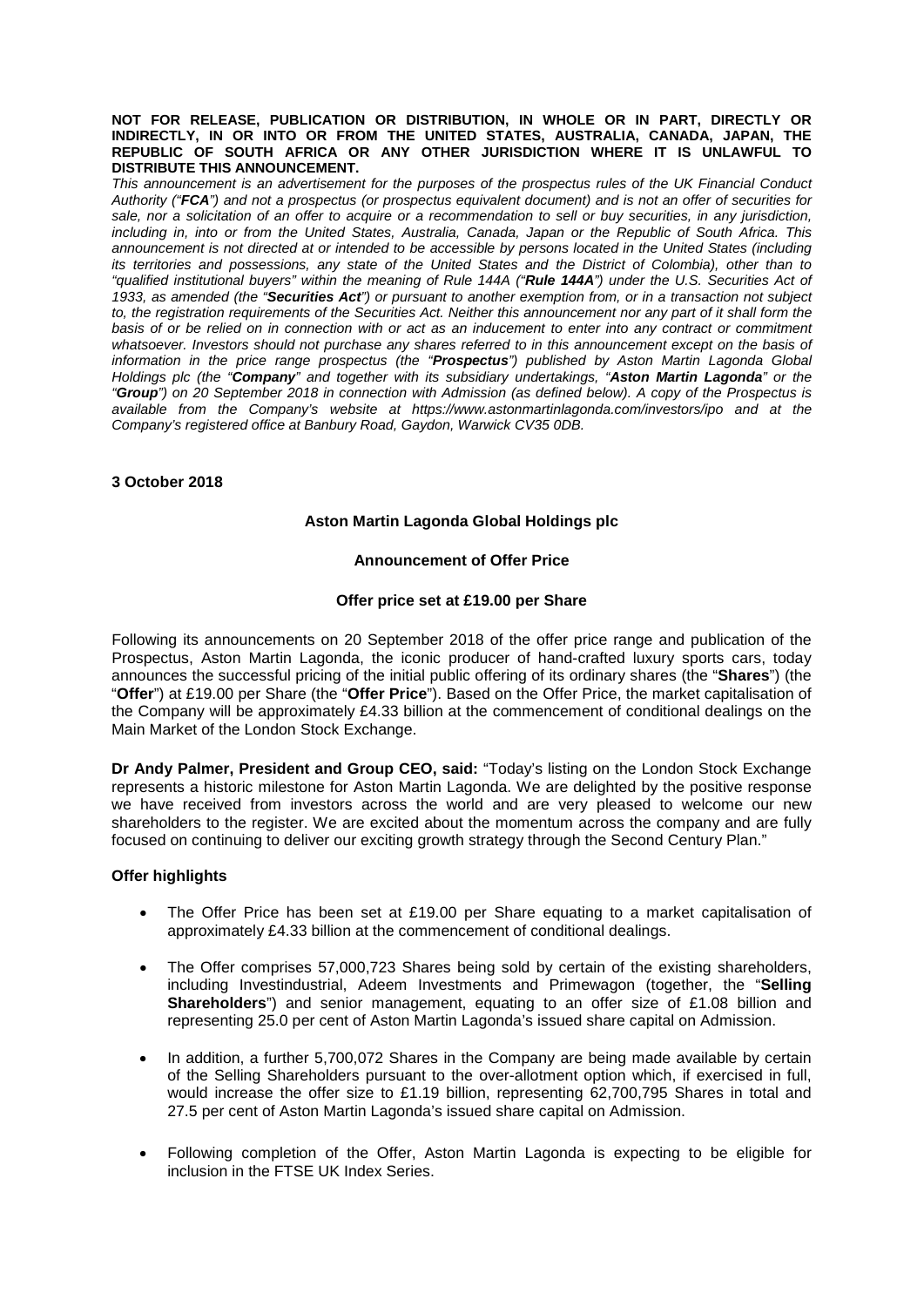**NOT FOR RELEASE, PUBLICATION OR DISTRIBUTION, IN WHOLE OR IN PART, DIRECTLY OR INDIRECTLY, IN OR INTO OR FROM THE UNITED STATES, AUSTRALIA, CANADA, JAPAN, THE REPUBLIC OF SOUTH AFRICA OR ANY OTHER JURISDICTION WHERE IT IS UNLAWFUL TO DISTRIBUTE THIS ANNOUNCEMENT.**

*This announcement is an advertisement for the purposes of the prospectus rules of the UK Financial Conduct Authority ("**FCA**") and not a prospectus (or prospectus equivalent document) and is not an offer of securities for sale, nor a solicitation of an offer to acquire or a recommendation to sell or buy securities, in any jurisdiction, including in, into or from the United States, Australia, Canada, Japan or the Republic of South Africa. This announcement is not directed at or intended to be accessible by persons located in the United States (including its territories and possessions, any state of the United States and the District of Colombia), other than to "qualified institutional buyers" within the meaning of Rule 144A ("**Rule 144A**") under the U.S. Securities Act of 1933, as amended (the "**Securities Act**") or pursuant to another exemption from, or in a transaction not subject to, the registration requirements of the Securities Act. Neither this announcement nor any part of it shall form the basis of or be relied on in connection with or act as an inducement to enter into any contract or commitment whatsoever. Investors should not purchase any shares referred to in this announcement except on the basis of information in the price range prospectus (the "**Prospectus**") published by Aston Martin Lagonda Global Holdings plc (the "**Company**" and together with its subsidiary undertakings, "**Aston Martin Lagonda**" or the "**Group**") on 20 September 2018 in connection with Admission (as defined below). A copy of the Prospectus is available from the Company's website at https://www.astonmartinlagonda.com/investors/ipo and at the Company's registered office at Banbury Road, Gaydon, Warwick CV35 0DB.*

**3 October 2018**

# Aston Martin Lagonda Global Holdings plc

## Announcement of Offer Price

### Offer price set at £19.00 per Share

Following its announcements on 20 September 2018 of the offer price range and publication of the Prospectus, Aston Martin Lagonda, the iconic producer of hand-crafted luxury sports cars, today announces the successful pricing of the initial public offering of its ordinary shares (the "**Shares**") (the "**Offer**") at £19.00 per Share (the "**Offer Price**"). Based on the Offer Price, the market capitalisation of the Company will be approximately £4.33 billion at the commencement of conditional dealings on the Main Market of the London Stock Exchange.

**Dr Andy Palmer, President and Group CEO, said:** "Today's listing on the London Stock Exchange represents a historic milestone for Aston Martin Lagonda. We are delighted by the positive response we have received from investors across the world and are very pleased to welcome our new shareholders to the register. We are excited about the momentum across the company and are fully focused on continuing to deliver our exciting growth strategy through the Second Century Plan."

**Offer highlights**

- The Offer Price has been set at £19.00 per Share equating to a market capitalisation of approximately £4.33 billion at the commencement of conditional dealings.
- The Offer comprises 57,000,723 Shares being sold by certain of the existing shareholders, including Investindustrial, Adeem Investments and Primewagon (together, the "**Selling Shareholders**") and senior management, equating to an offer size of £1.08 billion and representing 25.0 per cent of Aston Martin Lagonda's issued share capital on Admission.
- In addition, a further 5,700,072 Shares in the Company are being made available by certain of the Selling Shareholders pursuant to the over-allotment option which, if exercised in full, would increase the offer size to £1.19 billion, representing 62,700,795 Shares in total and 27.5 per cent of Aston Martin Lagonda's issued share capital on Admission.
- Following completion of the Offer, Aston Martin Lagonda is expecting to be eligible for inclusion in the FTSE UK Index Series.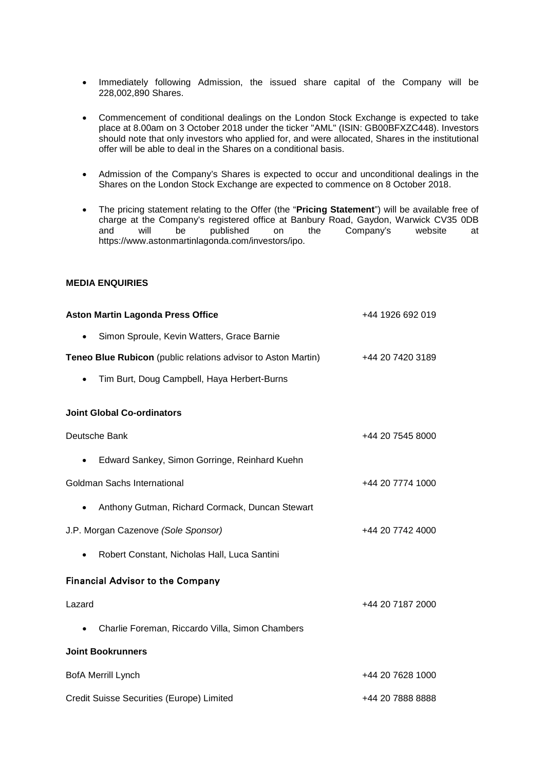- Immediately following Admission, the issued share capital of the Company will be 228,002,890 Shares.
- Commencement of conditional dealings on the London Stock Exchange is expected to take place at 8.00am on 3 October 2018 under the ticker "AML" (ISIN: GB00BFXZC448). Investors should note that only investors who applied for, and were allocated, Shares in the institutional offer will be able to deal in the Shares on a conditional basis.
- Admission of the Company's Shares is expected to occur and unconditional dealings in the Shares on the London Stock Exchange are expected to commence on 8 October 2018.
- The pricing statement relating to the Offer (the "**Pricing Statement**") will be available free of charge at the Company's registered office at Banbury Road, Gaydon, Warwick CV35 0DB and will be published on the Company's website at https://www.astonmartinlagonda.com/investors/ipo.

**MEDIA ENQUIRIES**

| | |
|---|---|
| **Aston Martin Lagonda Press Office** | +44 1926 692 019 |
| • Simon Sproule, Kevin Watters, Grace Barnie | |
| **Teneo Blue Rubicon** (public relations advisor to Aston Martin) | +44 20 7420 3189 |
| • Tim Burt, Doug Campbell, Haya Herbert-Burns | |

**Joint Global Co-ordinators**

| | |
|---|---|
| Deutsche Bank | +44 20 7545 8000 |
| • Edward Sankey, Simon Gorringe, Reinhard Kuehn | |
| Goldman Sachs International | +44 20 7774 1000 |
| • Anthony Gutman, Richard Cormack, Duncan Stewart | |
| J.P. Morgan Cazenove *(Sole Sponsor)* | +44 20 7742 4000 |
| • Robert Constant, Nicholas Hall, Luca Santini | |

**Financial Advisor to the Company**

| | |
|---|---|
| Lazard | +44 20 7187 2000 |
| • Charlie Foreman, Riccardo Villa, Simon Chambers | |

**Joint Bookrunners**

| | |
|---|---|
| BofA Merrill Lynch | +44 20 7628 1000 |
| Credit Suisse Securities (Europe) Limited | +44 20 7888 8888 |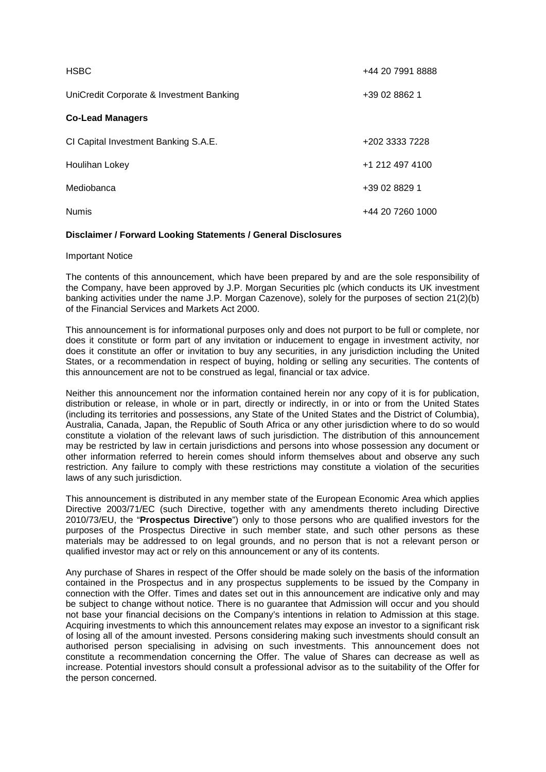| | |
|---|---|
| HSBC | +44 20 7991 8888 |
| UniCredit Corporate & Investment Banking | +39 02 8862 1 |

**Co-Lead Managers**

| | |
|---|---|
| CI Capital Investment Banking S.A.E. | +202 3333 7228 |
| Houlihan Lokey | +1 212 497 4100 |
| Mediobanca | +39 02 8829 1 |
| Numis | +44 20 7260 1000 |

**Disclaimer / Forward Looking Statements / General Disclosures**

Important Notice

The contents of this announcement, which have been prepared by and are the sole responsibility of the Company, have been approved by J.P. Morgan Securities plc (which conducts its UK investment banking activities under the name J.P. Morgan Cazenove), solely for the purposes of section 21(2)(b) of the Financial Services and Markets Act 2000.

This announcement is for informational purposes only and does not purport to be full or complete, nor does it constitute or form part of any invitation or inducement to engage in investment activity, nor does it constitute an offer or invitation to buy any securities, in any jurisdiction including the United States, or a recommendation in respect of buying, holding or selling any securities. The contents of this announcement are not to be construed as legal, financial or tax advice.

Neither this announcement nor the information contained herein nor any copy of it is for publication, distribution or release, in whole or in part, directly or indirectly, in or into or from the United States (including its territories and possessions, any State of the United States and the District of Columbia), Australia, Canada, Japan, the Republic of South Africa or any other jurisdiction where to do so would constitute a violation of the relevant laws of such jurisdiction. The distribution of this announcement may be restricted by law in certain jurisdictions and persons into whose possession any document or other information referred to herein comes should inform themselves about and observe any such restriction. Any failure to comply with these restrictions may constitute a violation of the securities laws of any such jurisdiction.

This announcement is distributed in any member state of the European Economic Area which applies Directive 2003/71/EC (such Directive, together with any amendments thereto including Directive 2010/73/EU, the "**Prospectus Directive**") only to those persons who are qualified investors for the purposes of the Prospectus Directive in such member state, and such other persons as these materials may be addressed to on legal grounds, and no person that is not a relevant person or qualified investor may act or rely on this announcement or any of its contents.

Any purchase of Shares in respect of the Offer should be made solely on the basis of the information contained in the Prospectus and in any prospectus supplements to be issued by the Company in connection with the Offer. Times and dates set out in this announcement are indicative only and may be subject to change without notice. There is no guarantee that Admission will occur and you should not base your financial decisions on the Company's intentions in relation to Admission at this stage. Acquiring investments to which this announcement relates may expose an investor to a significant risk of losing all of the amount invested. Persons considering making such investments should consult an authorised person specialising in advising on such investments. This announcement does not constitute a recommendation concerning the Offer. The value of Shares can decrease as well as increase. Potential investors should consult a professional advisor as to the suitability of the Offer for the person concerned.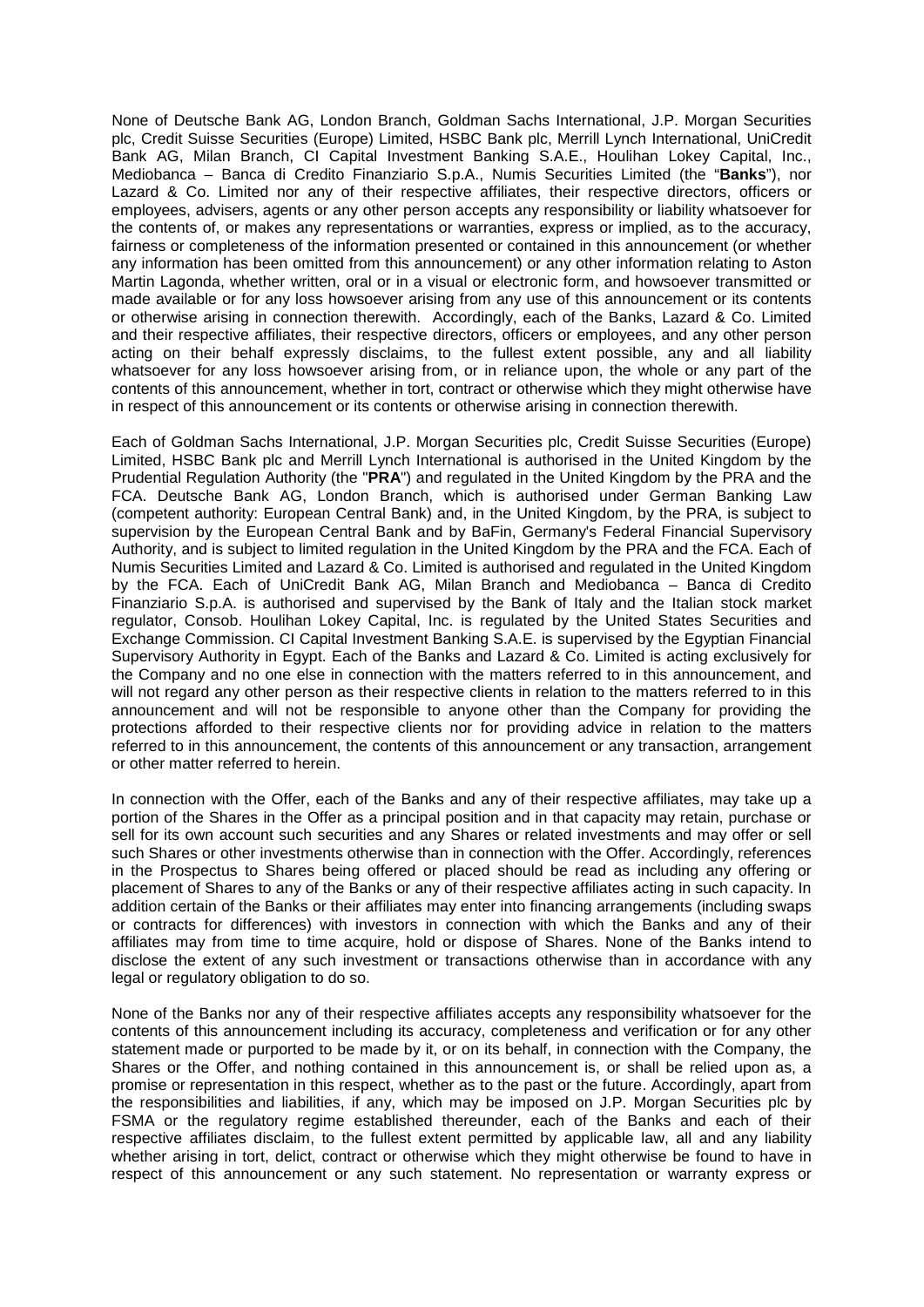None of Deutsche Bank AG, London Branch, Goldman Sachs International, J.P. Morgan Securities plc, Credit Suisse Securities (Europe) Limited, HSBC Bank plc, Merrill Lynch International, UniCredit Bank AG, Milan Branch, CI Capital Investment Banking S.A.E., Houlihan Lokey Capital, Inc., Mediobanca – Banca di Credito Finanziario S.p.A., Numis Securities Limited (the "**Banks**"), nor Lazard & Co. Limited nor any of their respective affiliates, their respective directors, officers or employees, advisers, agents or any other person accepts any responsibility or liability whatsoever for the contents of, or makes any representations or warranties, express or implied, as to the accuracy, fairness or completeness of the information presented or contained in this announcement (or whether any information has been omitted from this announcement) or any other information relating to Aston Martin Lagonda, whether written, oral or in a visual or electronic form, and howsoever transmitted or made available or for any loss howsoever arising from any use of this announcement or its contents or otherwise arising in connection therewith. Accordingly, each of the Banks, Lazard & Co. Limited and their respective affiliates, their respective directors, officers or employees, and any other person acting on their behalf expressly disclaims, to the fullest extent possible, any and all liability whatsoever for any loss howsoever arising from, or in reliance upon, the whole or any part of the contents of this announcement, whether in tort, contract or otherwise which they might otherwise have in respect of this announcement or its contents or otherwise arising in connection therewith.

Each of Goldman Sachs International, J.P. Morgan Securities plc, Credit Suisse Securities (Europe) Limited, HSBC Bank plc and Merrill Lynch International is authorised in the United Kingdom by the Prudential Regulation Authority (the "**PRA**") and regulated in the United Kingdom by the PRA and the FCA. Deutsche Bank AG, London Branch, which is authorised under German Banking Law (competent authority: European Central Bank) and, in the United Kingdom, by the PRA, is subject to supervision by the European Central Bank and by BaFin, Germany's Federal Financial Supervisory Authority, and is subject to limited regulation in the United Kingdom by the PRA and the FCA. Each of Numis Securities Limited and Lazard & Co. Limited is authorised and regulated in the United Kingdom by the FCA. Each of UniCredit Bank AG, Milan Branch and Mediobanca – Banca di Credito Finanziario S.p.A. is authorised and supervised by the Bank of Italy and the Italian stock market regulator, Consob. Houlihan Lokey Capital, Inc. is regulated by the United States Securities and Exchange Commission. CI Capital Investment Banking S.A.E. is supervised by the Egyptian Financial Supervisory Authority in Egypt. Each of the Banks and Lazard & Co. Limited is acting exclusively for the Company and no one else in connection with the matters referred to in this announcement, and will not regard any other person as their respective clients in relation to the matters referred to in this announcement and will not be responsible to anyone other than the Company for providing the protections afforded to their respective clients nor for providing advice in relation to the matters referred to in this announcement, the contents of this announcement or any transaction, arrangement or other matter referred to herein.

In connection with the Offer, each of the Banks and any of their respective affiliates, may take up a portion of the Shares in the Offer as a principal position and in that capacity may retain, purchase or sell for its own account such securities and any Shares or related investments and may offer or sell such Shares or other investments otherwise than in connection with the Offer. Accordingly, references in the Prospectus to Shares being offered or placed should be read as including any offering or placement of Shares to any of the Banks or any of their respective affiliates acting in such capacity. In addition certain of the Banks or their affiliates may enter into financing arrangements (including swaps or contracts for differences) with investors in connection with which the Banks and any of their affiliates may from time to time acquire, hold or dispose of Shares. None of the Banks intend to disclose the extent of any such investment or transactions otherwise than in accordance with any legal or regulatory obligation to do so.

None of the Banks nor any of their respective affiliates accepts any responsibility whatsoever for the contents of this announcement including its accuracy, completeness and verification or for any other statement made or purported to be made by it, or on its behalf, in connection with the Company, the Shares or the Offer, and nothing contained in this announcement is, or shall be relied upon as, a promise or representation in this respect, whether as to the past or the future. Accordingly, apart from the responsibilities and liabilities, if any, which may be imposed on J.P. Morgan Securities plc by FSMA or the regulatory regime established thereunder, each of the Banks and each of their respective affiliates disclaim, to the fullest extent permitted by applicable law, all and any liability whether arising in tort, delict, contract or otherwise which they might otherwise be found to have in respect of this announcement or any such statement. No representation or warranty express or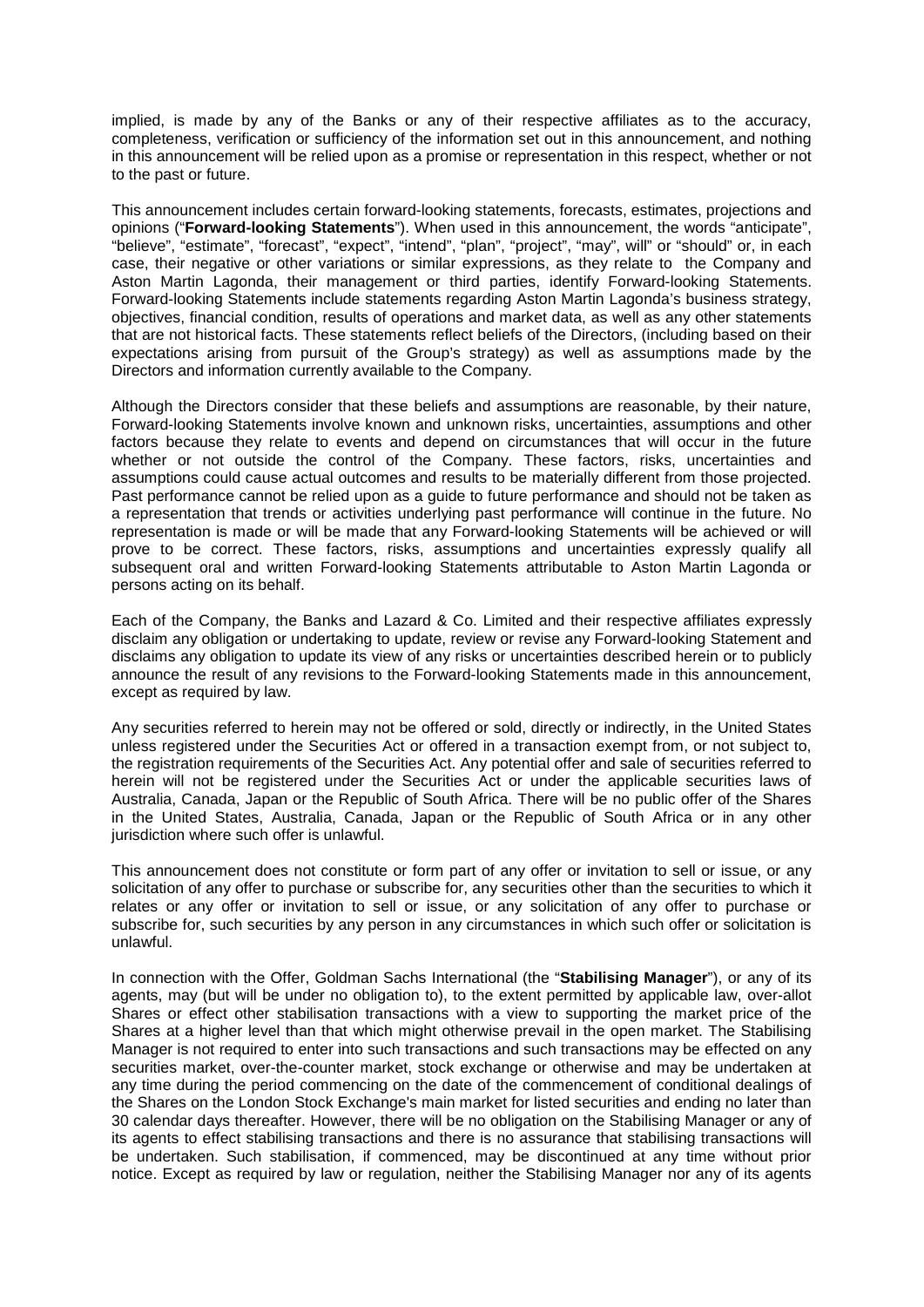implied, is made by any of the Banks or any of their respective affiliates as to the accuracy, completeness, verification or sufficiency of the information set out in this announcement, and nothing in this announcement will be relied upon as a promise or representation in this respect, whether or not to the past or future.

This announcement includes certain forward-looking statements, forecasts, estimates, projections and opinions ("**Forward-looking Statements**"). When used in this announcement, the words "anticipate", "believe", "estimate", "forecast", "expect", "intend", "plan", "project", "may", will" or "should" or, in each case, their negative or other variations or similar expressions, as they relate to the Company and Aston Martin Lagonda, their management or third parties, identify Forward-looking Statements. Forward-looking Statements include statements regarding Aston Martin Lagonda's business strategy, objectives, financial condition, results of operations and market data, as well as any other statements that are not historical facts. These statements reflect beliefs of the Directors, (including based on their expectations arising from pursuit of the Group's strategy) as well as assumptions made by the Directors and information currently available to the Company.

Although the Directors consider that these beliefs and assumptions are reasonable, by their nature, Forward-looking Statements involve known and unknown risks, uncertainties, assumptions and other factors because they relate to events and depend on circumstances that will occur in the future whether or not outside the control of the Company. These factors, risks, uncertainties and assumptions could cause actual outcomes and results to be materially different from those projected. Past performance cannot be relied upon as a guide to future performance and should not be taken as a representation that trends or activities underlying past performance will continue in the future. No representation is made or will be made that any Forward-looking Statements will be achieved or will prove to be correct. These factors, risks, assumptions and uncertainties expressly qualify all subsequent oral and written Forward-looking Statements attributable to Aston Martin Lagonda or persons acting on its behalf.

Each of the Company, the Banks and Lazard & Co. Limited and their respective affiliates expressly disclaim any obligation or undertaking to update, review or revise any Forward-looking Statement and disclaims any obligation to update its view of any risks or uncertainties described herein or to publicly announce the result of any revisions to the Forward-looking Statements made in this announcement, except as required by law.

Any securities referred to herein may not be offered or sold, directly or indirectly, in the United States unless registered under the Securities Act or offered in a transaction exempt from, or not subject to, the registration requirements of the Securities Act. Any potential offer and sale of securities referred to herein will not be registered under the Securities Act or under the applicable securities laws of Australia, Canada, Japan or the Republic of South Africa. There will be no public offer of the Shares in the United States, Australia, Canada, Japan or the Republic of South Africa or in any other jurisdiction where such offer is unlawful.

This announcement does not constitute or form part of any offer or invitation to sell or issue, or any solicitation of any offer to purchase or subscribe for, any securities other than the securities to which it relates or any offer or invitation to sell or issue, or any solicitation of any offer to purchase or subscribe for, such securities by any person in any circumstances in which such offer or solicitation is unlawful.

In connection with the Offer, Goldman Sachs International (the "**Stabilising Manager**"), or any of its agents, may (but will be under no obligation to), to the extent permitted by applicable law, over-allot Shares or effect other stabilisation transactions with a view to supporting the market price of the Shares at a higher level than that which might otherwise prevail in the open market. The Stabilising Manager is not required to enter into such transactions and such transactions may be effected on any securities market, over-the-counter market, stock exchange or otherwise and may be undertaken at any time during the period commencing on the date of the commencement of conditional dealings of the Shares on the London Stock Exchange's main market for listed securities and ending no later than 30 calendar days thereafter. However, there will be no obligation on the Stabilising Manager or any of its agents to effect stabilising transactions and there is no assurance that stabilising transactions will be undertaken. Such stabilisation, if commenced, may be discontinued at any time without prior notice. Except as required by law or regulation, neither the Stabilising Manager nor any of its agents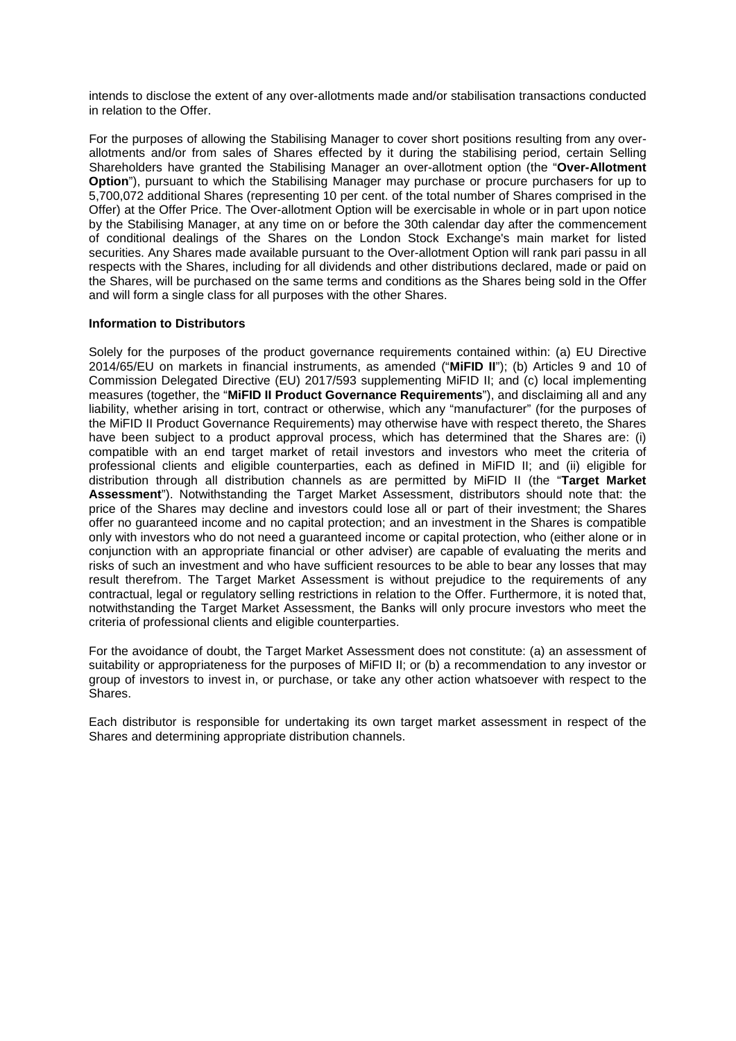intends to disclose the extent of any over-allotments made and/or stabilisation transactions conducted in relation to the Offer.

For the purposes of allowing the Stabilising Manager to cover short positions resulting from any over-allotments and/or from sales of Shares effected by it during the stabilising period, certain Selling Shareholders have granted the Stabilising Manager an over-allotment option (the "**Over-Allotment Option**"), pursuant to which the Stabilising Manager may purchase or procure purchasers for up to 5,700,072 additional Shares (representing 10 per cent. of the total number of Shares comprised in the Offer) at the Offer Price. The Over-allotment Option will be exercisable in whole or in part upon notice by the Stabilising Manager, at any time on or before the 30th calendar day after the commencement of conditional dealings of the Shares on the London Stock Exchange's main market for listed securities. Any Shares made available pursuant to the Over-allotment Option will rank pari passu in all respects with the Shares, including for all dividends and other distributions declared, made or paid on the Shares, will be purchased on the same terms and conditions as the Shares being sold in the Offer and will form a single class for all purposes with the other Shares.

**Information to Distributors**

Solely for the purposes of the product governance requirements contained within: (a) EU Directive 2014/65/EU on markets in financial instruments, as amended ("**MiFID II**"); (b) Articles 9 and 10 of Commission Delegated Directive (EU) 2017/593 supplementing MiFID II; and (c) local implementing measures (together, the "**MiFID II Product Governance Requirements**"), and disclaiming all and any liability, whether arising in tort, contract or otherwise, which any "manufacturer" (for the purposes of the MiFID II Product Governance Requirements) may otherwise have with respect thereto, the Shares have been subject to a product approval process, which has determined that the Shares are: (i) compatible with an end target market of retail investors and investors who meet the criteria of professional clients and eligible counterparties, each as defined in MiFID II; and (ii) eligible for distribution through all distribution channels as are permitted by MiFID II (the "**Target Market Assessment**"). Notwithstanding the Target Market Assessment, distributors should note that: the price of the Shares may decline and investors could lose all or part of their investment; the Shares offer no guaranteed income and no capital protection; and an investment in the Shares is compatible only with investors who do not need a guaranteed income or capital protection, who (either alone or in conjunction with an appropriate financial or other adviser) are capable of evaluating the merits and risks of such an investment and who have sufficient resources to be able to bear any losses that may result therefrom. The Target Market Assessment is without prejudice to the requirements of any contractual, legal or regulatory selling restrictions in relation to the Offer. Furthermore, it is noted that, notwithstanding the Target Market Assessment, the Banks will only procure investors who meet the criteria of professional clients and eligible counterparties.

For the avoidance of doubt, the Target Market Assessment does not constitute: (a) an assessment of suitability or appropriateness for the purposes of MiFID II; or (b) a recommendation to any investor or group of investors to invest in, or purchase, or take any other action whatsoever with respect to the Shares.

Each distributor is responsible for undertaking its own target market assessment in respect of the Shares and determining appropriate distribution channels.